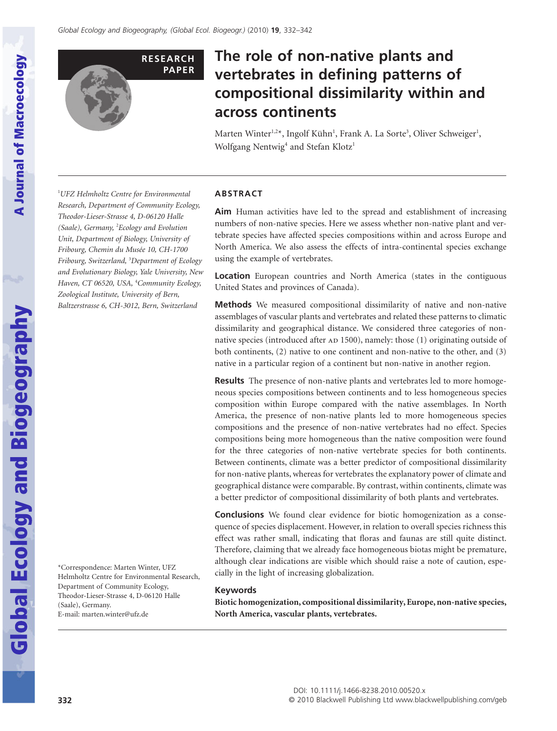RESEARCH PAPER

# The role of non-native plants and vertebrates in defining patterns of compositional dissimilarity within and across continents

Marten Winter[1,2]*, Ingolf Kühn[1], Frank A. La Sorte[3], Oliver Schweiger[1], Wolfgang Nentwig[4] and Stefan Klotz[1]

[1]UFZ Helmholtz Centre for Environmental Research, Department of Community Ecology, Theodor-Lieser-Strasse 4, D-06120 Halle (Saale), Germany, [2]Ecology and Evolution Unit, Department of Biology, University of Fribourg, Chemin du Musée 10, CH-1700 Fribourg, Switzerland, [3]Department of Ecology and Evolutionary Biology, Yale University, New Haven, CT 06520, USA, [4]Community Ecology, Zoological Institute, University of Bern, Baltzerstrasse 6, CH-3012, Bern, Switzerland

*Correspondence: Marten Winter, UFZ Helmholtz Centre for Environmental Research, Department of Community Ecology, Theodor-Lieser-Strasse 4, D-06120 Halle (Saale), Germany.
E-mail: marten.winter@ufz.de

## ABSTRACT

**Aim** Human activities have led to the spread and establishment of increasing numbers of non-native species. Here we assess whether non-native plant and vertebrate species have affected species compositions within and across Europe and North America. We also assess the effects of intra-continental species exchange using the example of vertebrates.

**Location** European countries and North America (states in the contiguous United States and provinces of Canada).

**Methods** We measured compositional dissimilarity of native and non-native assemblages of vascular plants and vertebrates and related these patterns to climatic dissimilarity and geographical distance. We considered three categories of non-native species (introduced after AD 1500), namely: those (1) originating outside of both continents, (2) native to one continent and non-native to the other, and (3) native in a particular region of a continent but non-native in another region.

**Results** The presence of non-native plants and vertebrates led to more homogeneous species compositions between continents and to less homogeneous species composition within Europe compared with the native assemblages. In North America, the presence of non-native plants led to more homogeneous species compositions and the presence of non-native vertebrates had no effect. Species compositions being more homogeneous than the native composition were found for the three categories of non-native vertebrate species for both continents. Between continents, climate was a better predictor of compositional dissimilarity for non-native plants, whereas for vertebrates the explanatory power of climate and geographical distance were comparable. By contrast, within continents, climate was a better predictor of compositional dissimilarity of both plants and vertebrates.

**Conclusions** We found clear evidence for biotic homogenization as a consequence of species displacement. However, in relation to overall species richness this effect was rather small, indicating that floras and faunas are still quite distinct. Therefore, claiming that we already face homogeneous biotas might be premature, although clear indications are visible which should raise a note of caution, especially in the light of increasing globalization.

### Keywords

**Biotic homogenization, compositional dissimilarity, Europe, non-native species, North America, vascular plants, vertebrates.**

DOI: 10.1111/j.1466-8238.2010.00520.x
© 2010 Blackwell Publishing Ltd www.blackwellpublishing.com/geb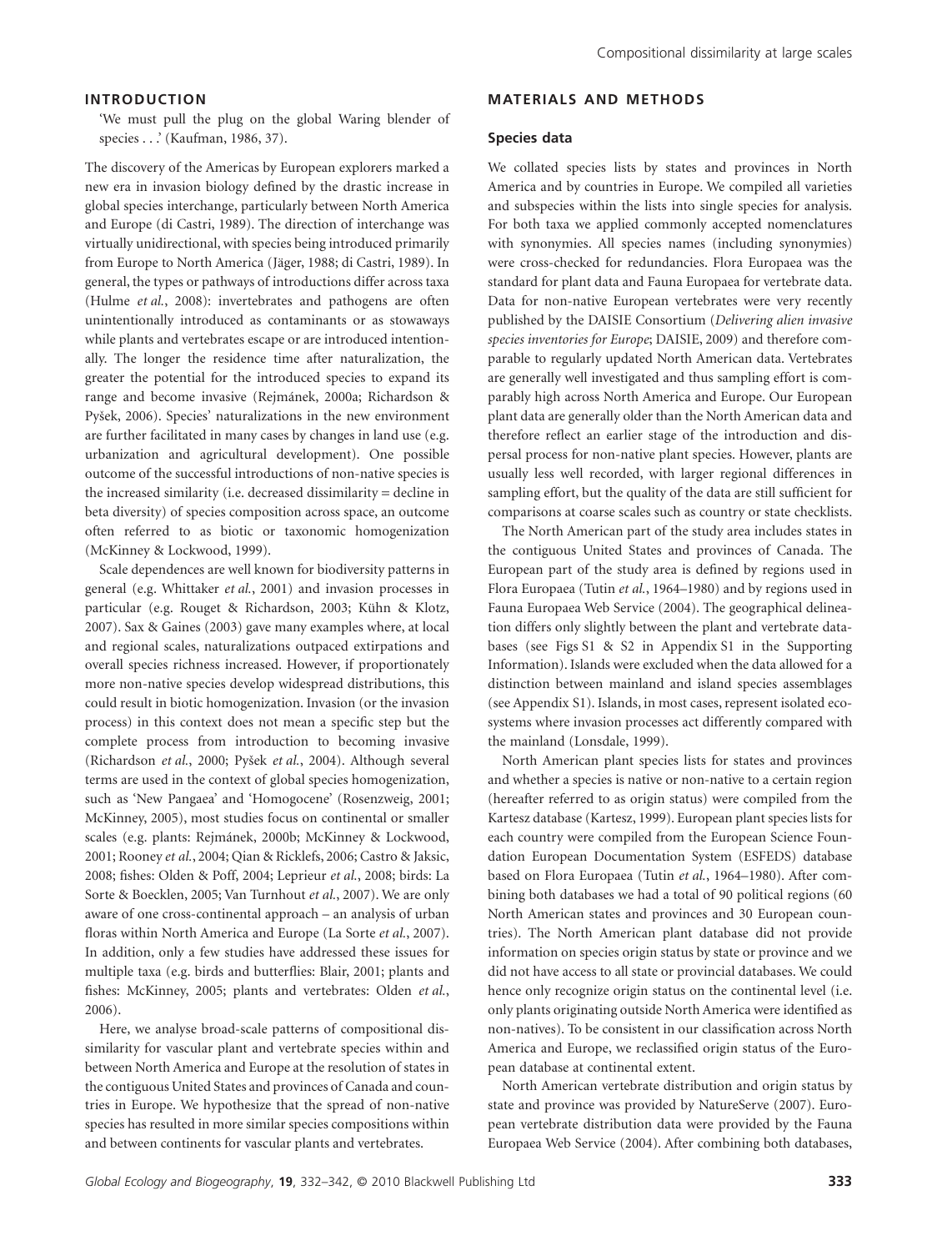## INTRODUCTION

'We must pull the plug on the global Waring blender of species . . .' (Kaufman, 1986, 37).

The discovery of the Americas by European explorers marked a new era in invasion biology defined by the drastic increase in global species interchange, particularly between North America and Europe (di Castri, 1989). The direction of interchange was virtually unidirectional, with species being introduced primarily from Europe to North America (Jäger, 1988; di Castri, 1989). In general, the types or pathways of introductions differ across taxa (Hulme *et al.*, 2008): invertebrates and pathogens are often unintentionally introduced as contaminants or as stowaways while plants and vertebrates escape or are introduced intentionally. The longer the residence time after naturalization, the greater the potential for the introduced species to expand its range and become invasive (Rejmánek, 2000a; Richardson & Pyšek, 2006). Species' naturalizations in the new environment are further facilitated in many cases by changes in land use (e.g. urbanization and agricultural development). One possible outcome of the successful introductions of non-native species is the increased similarity (i.e. decreased dissimilarity = decline in beta diversity) of species composition across space, an outcome often referred to as biotic or taxonomic homogenization (McKinney & Lockwood, 1999).

Scale dependences are well known for biodiversity patterns in general (e.g. Whittaker *et al.*, 2001) and invasion processes in particular (e.g. Rouget & Richardson, 2003; Kühn & Klotz, 2007). Sax & Gaines (2003) gave many examples where, at local and regional scales, naturalizations outpaced extirpations and overall species richness increased. However, if proportionately more non-native species develop widespread distributions, this could result in biotic homogenization. Invasion (or the invasion process) in this context does not mean a specific step but the complete process from introduction to becoming invasive (Richardson *et al.*, 2000; Pyšek *et al.*, 2004). Although several terms are used in the context of global species homogenization, such as 'New Pangaea' and 'Homogocene' (Rosenzweig, 2001; McKinney, 2005), most studies focus on continental or smaller scales (e.g. plants: Rejmánek, 2000b; McKinney & Lockwood, 2001; Rooney *et al.*, 2004; Qian & Ricklefs, 2006; Castro & Jaksic, 2008; fishes: Olden & Poff, 2004; Leprieur *et al.*, 2008; birds: La Sorte & Boecklen, 2005; Van Turnhout *et al.*, 2007). We are only aware of one cross-continental approach – an analysis of urban floras within North America and Europe (La Sorte *et al.*, 2007). In addition, only a few studies have addressed these issues for multiple taxa (e.g. birds and butterflies: Blair, 2001; plants and fishes: McKinney, 2005; plants and vertebrates: Olden *et al.*, 2006).

Here, we analyse broad-scale patterns of compositional dissimilarity for vascular plant and vertebrate species within and between North America and Europe at the resolution of states in the contiguous United States and provinces of Canada and countries in Europe. We hypothesize that the spread of non-native species has resulted in more similar species compositions within and between continents for vascular plants and vertebrates.

## MATERIALS AND METHODS

### Species data

We collated species lists by states and provinces in North America and by countries in Europe. We compiled all varieties and subspecies within the lists into single species for analysis. For both taxa we applied commonly accepted nomenclatures with synonymies. All species names (including synonymies) were cross-checked for redundancies. Flora Europaea was the standard for plant data and Fauna Europaea for vertebrate data. Data for non-native European vertebrates were very recently published by the DAISIE Consortium (*Delivering alien invasive species inventories for Europe*; DAISIE, 2009) and therefore comparable to regularly updated North American data. Vertebrates are generally well investigated and thus sampling effort is comparably high across North America and Europe. Our European plant data are generally older than the North American data and therefore reflect an earlier stage of the introduction and dispersal process for non-native plant species. However, plants are usually less well recorded, with larger regional differences in sampling effort, but the quality of the data are still sufficient for comparisons at coarse scales such as country or state checklists.

The North American part of the study area includes states in the contiguous United States and provinces of Canada. The European part of the study area is defined by regions used in Flora Europaea (Tutin *et al.*, 1964–1980) and by regions used in Fauna Europaea Web Service (2004). The geographical delineation differs only slightly between the plant and vertebrate databases (see Figs S1 & S2 in Appendix S1 in the Supporting Information). Islands were excluded when the data allowed for a distinction between mainland and island species assemblages (see Appendix S1). Islands, in most cases, represent isolated ecosystems where invasion processes act differently compared with the mainland (Lonsdale, 1999).

North American plant species lists for states and provinces and whether a species is native or non-native to a certain region (hereafter referred to as origin status) were compiled from the Kartesz database (Kartesz, 1999). European plant species lists for each country were compiled from the European Science Foundation European Documentation System (ESFEDS) database based on Flora Europaea (Tutin *et al.*, 1964–1980). After combining both databases we had a total of 90 political regions (60 North American states and provinces and 30 European countries). The North American plant database did not provide information on species origin status by state or province and we did not have access to all state or provincial databases. We could hence only recognize origin status on the continental level (i.e. only plants originating outside North America were identified as non-natives). To be consistent in our classification across North America and Europe, we reclassified origin status of the European database at continental extent.

North American vertebrate distribution and origin status by state and province was provided by NatureServe (2007). European vertebrate distribution data were provided by the Fauna Europaea Web Service (2004). After combining both databases,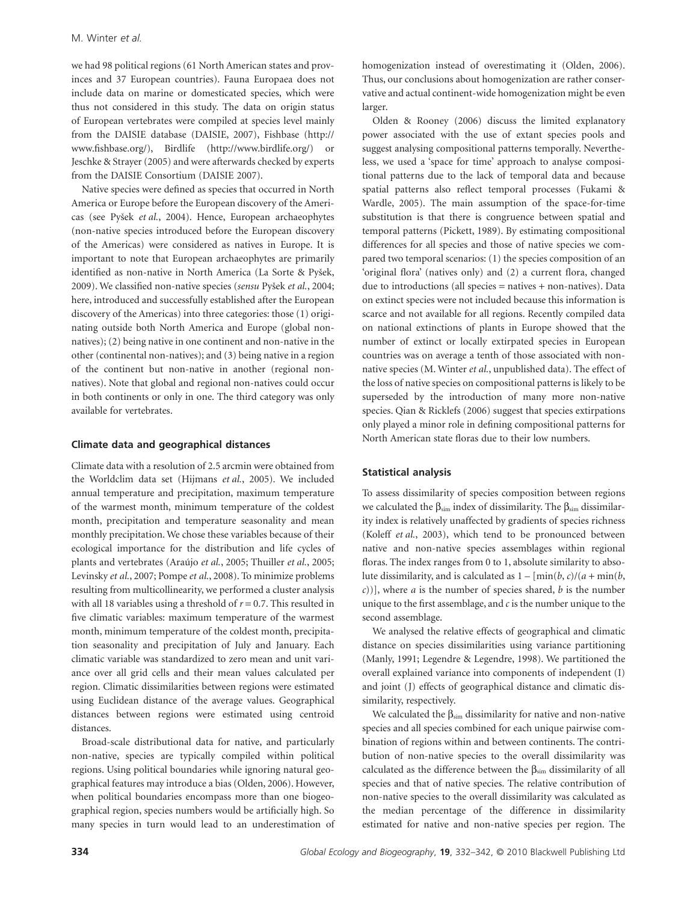we had 98 political regions (61 North American states and provinces and 37 European countries). Fauna Europaea does not include data on marine or domesticated species, which were thus not considered in this study. The data on origin status of European vertebrates were compiled at species level mainly from the DAISIE database (DAISIE, 2007), Fishbase (http://www.fishbase.org/), Birdlife (http://www.birdlife.org/) or Jeschke & Strayer (2005) and were afterwards checked by experts from the DAISIE Consortium (DAISIE 2007).

Native species were defined as species that occurred in North America or Europe before the European discovery of the Americas (see Pyšek *et al.*, 2004). Hence, European archaeophytes (non-native species introduced before the European discovery of the Americas) were considered as natives in Europe. It is important to note that European archaeophytes are primarily identified as non-native in North America (La Sorte & Pyšek, 2009). We classified non-native species (*sensu* Pyšek *et al.*, 2004; here, introduced and successfully established after the European discovery of the Americas) into three categories: those (1) originating outside both North America and Europe (global non-natives); (2) being native in one continent and non-native in the other (continental non-natives); and (3) being native in a region of the continent but non-native in another (regional non-natives). Note that global and regional non-natives could occur in both continents or only in one. The third category was only available for vertebrates.

## Climate data and geographical distances

Climate data with a resolution of 2.5 arcmin were obtained from the Worldclim data set (Hijmans *et al.*, 2005). We included annual temperature and precipitation, maximum temperature of the warmest month, minimum temperature of the coldest month, precipitation and temperature seasonality and mean monthly precipitation. We chose these variables because of their ecological importance for the distribution and life cycles of plants and vertebrates (Araújo *et al.*, 2005; Thuiller *et al.*, 2005; Levinsky *et al.*, 2007; Pompe *et al.*, 2008). To minimize problems resulting from multicollinearity, we performed a cluster analysis with all 18 variables using a threshold of $r = 0.7$. This resulted in five climatic variables: maximum temperature of the warmest month, minimum temperature of the coldest month, precipitation seasonality and precipitation of July and January. Each climatic variable was standardized to zero mean and unit variance over all grid cells and their mean values calculated per region. Climatic dissimilarities between regions were estimated using Euclidean distance of the average values. Geographical distances between regions were estimated using centroid distances.

Broad-scale distributional data for native, and particularly non-native, species are typically compiled within political regions. Using political boundaries while ignoring natural geographical features may introduce a bias (Olden, 2006). However, when political boundaries encompass more than one biogeographical region, species numbers would be artificially high. So many species in turn would lead to an underestimation of homogenization instead of overestimating it (Olden, 2006). Thus, our conclusions about homogenization are rather conservative and actual continent-wide homogenization might be even larger.

Olden & Rooney (2006) discuss the limited explanatory power associated with the use of extant species pools and suggest analysing compositional patterns temporally. Nevertheless, we used a 'space for time' approach to analyse compositional patterns due to the lack of temporal data and because spatial patterns also reflect temporal processes (Fukami & Wardle, 2005). The main assumption of the space-for-time substitution is that there is congruence between spatial and temporal patterns (Pickett, 1989). By estimating compositional differences for all species and those of native species we compared two temporal scenarios: (1) the species composition of an 'original flora' (natives only) and (2) a current flora, changed due to introductions (all species = natives + non-natives). Data on extinct species were not included because this information is scarce and not available for all regions. Recently compiled data on national extinctions of plants in Europe showed that the number of extinct or locally extirpated species in European countries was on average a tenth of those associated with non-native species (M. Winter *et al.*, unpublished data). The effect of the loss of native species on compositional patterns is likely to be superseded by the introduction of many more non-native species. Qian & Ricklefs (2006) suggest that species extirpations only played a minor role in defining compositional patterns for North American state floras due to their low numbers.

## Statistical analysis

To assess dissimilarity of species composition between regions we calculated the $\beta_{sim}$ index of dissimilarity. The $\beta_{sim}$ dissimilarity index is relatively unaffected by gradients of species richness (Koleff *et al.*, 2003), which tend to be pronounced between native and non-native species assemblages within regional floras. The index ranges from 0 to 1, absolute similarity to absolute dissimilarity, and is calculated as $1 - [\min(b, c)/(a + \min(b, c))]$, where $a$ is the number of species shared, $b$ is the number unique to the first assemblage, and $c$ is the number unique to the second assemblage.

We analysed the relative effects of geographical and climatic distance on species dissimilarities using variance partitioning (Manly, 1991; Legendre & Legendre, 1998). We partitioned the overall explained variance into components of independent (I) and joint (J) effects of geographical distance and climatic dissimilarity, respectively.

We calculated the $\beta_{sim}$ dissimilarity for native and non-native species and all species combined for each unique pairwise combination of regions within and between continents. The contribution of non-native species to the overall dissimilarity was calculated as the difference between the $\beta_{sim}$ dissimilarity of all species and that of native species. The relative contribution of non-native species to the overall dissimilarity was calculated as the median percentage of the difference in dissimilarity estimated for native and non-native species per region. The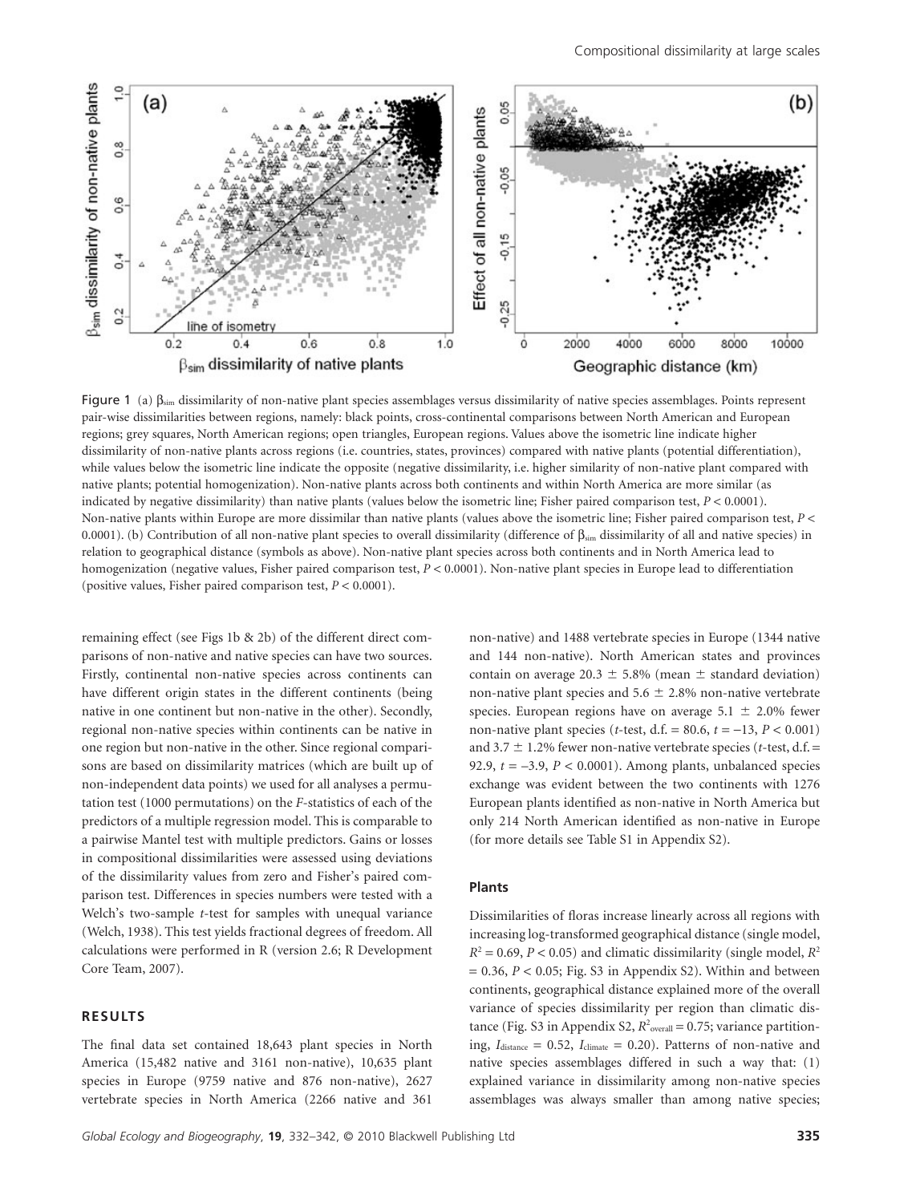(a)

$\beta_{sim}$ dissimilarity of non-native plants

1.0
0.8
0.6
0.4
0.2

line of isometry

0.2 0.4 0.6 0.8 1.0

$\beta_{sim}$ dissimilarity of native plants

(b)

Effect of all non-native plants

0.05
-0.05
-0.15
-0.25

0 2000 4000 6000 8000 10000

Geographic distance (km)

Figure 1 (a) $\beta_{sim}$ dissimilarity of non-native plant species assemblages versus dissimilarity of native species assemblages. Points represent pair-wise dissimilarities between regions, namely: black points, cross-continental comparisons between North American and European regions; grey squares, North American regions; open triangles, European regions. Values above the isometric line indicate higher dissimilarity of non-native plants across regions (i.e. countries, states, provinces) compared with native plants (potential differentiation), while values below the isometric line indicate the opposite (negative dissimilarity, i.e. higher similarity of non-native plant compared with native plants; potential homogenization). Non-native plants across both continents and within North America are more similar (as indicated by negative dissimilarity) than native plants (values below the isometric line; Fisher paired comparison test, $P < 0.0001$). Non-native plants within Europe are more dissimilar than native plants (values above the isometric line; Fisher paired comparison test, $P < 0.0001$). (b) Contribution of all non-native plant species to overall dissimilarity (difference of $\beta_{sim}$ dissimilarity of all and native species) in relation to geographical distance (symbols as above). Non-native plant species across both continents and in North America lead to homogenization (negative values, Fisher paired comparison test, $P < 0.0001$). Non-native plant species in Europe lead to differentiation (positive values, Fisher paired comparison test, $P < 0.0001$).

remaining effect (see Figs 1b & 2b) of the different direct comparisons of non-native and native species can have two sources. Firstly, continental non-native species across continents can have different origin states in the different continents (being native in one continent but non-native in the other). Secondly, regional non-native species within continents can be native in one region but non-native in the other. Since regional comparisons are based on dissimilarity matrices (which are built up of non-independent data points) we used for all analyses a permutation test (1000 permutations) on the *F*-statistics of each of the predictors of a multiple regression model. This is comparable to a pairwise Mantel test with multiple predictors. Gains or losses in compositional dissimilarities were assessed using deviations of the dissimilarity values from zero and Fisher's paired comparison test. Differences in species numbers were tested with a Welch's two-sample *t*-test for samples with unequal variance (Welch, 1938). This test yields fractional degrees of freedom. All calculations were performed in R (version 2.6; R Development Core Team, 2007).

## RESULTS

The final data set contained 18,643 plant species in North America (15,482 native and 3161 non-native), 10,635 plant species in Europe (9759 native and 876 non-native), 2627 vertebrate species in North America (2266 native and 361 non-native) and 1488 vertebrate species in Europe (1344 native and 144 non-native). North American states and provinces contain on average 20.3 ± 5.8% (mean ± standard deviation) non-native plant species and 5.6 ± 2.8% non-native vertebrate species. European regions have on average 5.1 ± 2.0% fewer non-native plant species (*t*-test, d.f. = 80.6, $t = -13$, $P < 0.001$) and 3.7 ± 1.2% fewer non-native vertebrate species (*t*-test, d.f. = 92.9, $t = -3.9$, $P < 0.0001$). Among plants, unbalanced species exchange was evident between the two continents with 1276 European plants identified as non-native in North America but only 214 North American identified as non-native in Europe (for more details see Table S1 in Appendix S2).

### Plants

Dissimilarities of floras increase linearly across all regions with increasing log-transformed geographical distance (single model, $R^2 = 0.69$, $P < 0.05$) and climatic dissimilarity (single model, $R^2 = 0.36$, $P < 0.05$; Fig. S3 in Appendix S2). Within and between continents, geographical distance explained more of the overall variance of species dissimilarity per region than climatic distance (Fig. S3 in Appendix S2, $R^2_{overall} = 0.75$; variance partitioning, $I_{distance} = 0.52$, $I_{climate} = 0.20$). Patterns of non-native and native species assemblages differed in such a way that: (1) explained variance in dissimilarity among non-native species assemblages was always smaller than among native species;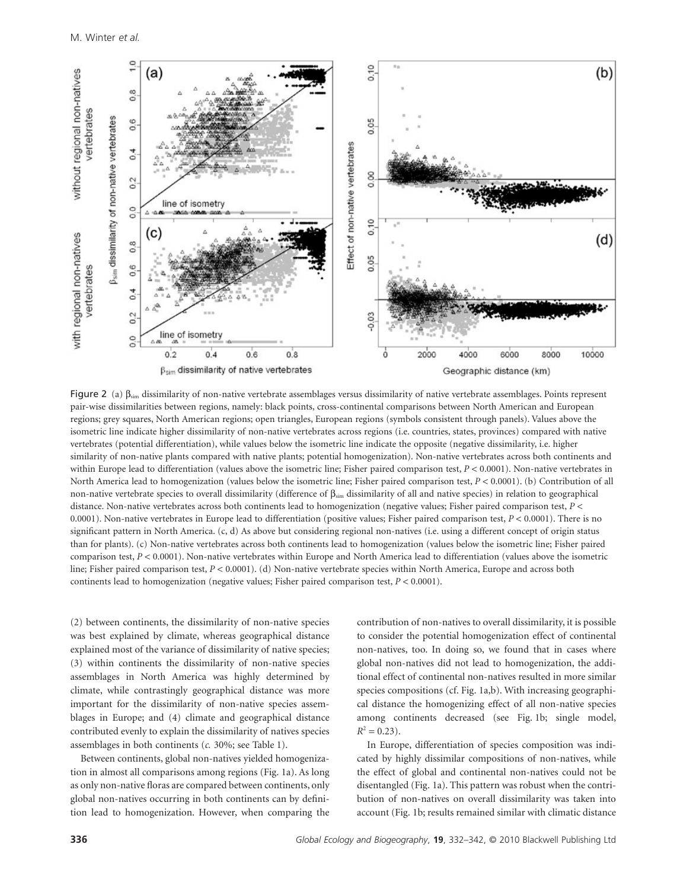(a)

(b)

(c)

(d)

without regional non-natives vertebrates

with regional non-natives vertebrates

$\beta_{sim}$ dissimilarity of non-native vertebrates

Effect of non-native vertebrates

line of isometry

line of isometry

$\beta_{sim}$ dissimilarity of native vertebrates

Geographic distance (km)

0.0 0.2 0.4 0.6 0.8 1.0

0.2 0.4 0.6 0.8

0.10 0.05 0.00

0.10 0.05 -0.03

0 2000 4000 6000 8000 10000

Figure 2 (a) $\beta_{sim}$ dissimilarity of non-native vertebrate assemblages versus dissimilarity of native vertebrate assemblages. Points represent pair-wise dissimilarities between regions, namely: black points, cross-continental comparisons between North American and European regions; grey squares, North American regions; open triangles, European regions (symbols consistent through panels). Values above the isometric line indicate higher dissimilarity of non-native vertebrates across regions (i.e. countries, states, provinces) compared with native vertebrates (potential differentiation), while values below the isometric line indicate the opposite (negative dissimilarity, i.e. higher similarity of non-native plants compared with native plants; potential homogenization). Non-native vertebrates across both continents and within Europe lead to differentiation (values above the isometric line; Fisher paired comparison test, $P < 0.0001$). Non-native vertebrates in North America lead to homogenization (values below the isometric line; Fisher paired comparison test, $P < 0.0001$). (b) Contribution of all non-native vertebrate species to overall dissimilarity (difference of $\beta_{sim}$ dissimilarity of all and native species) in relation to geographical distance. Non-native vertebrates across both continents lead to homogenization (negative values; Fisher paired comparison test, $P <$ 0.0001). Non-native vertebrates in Europe lead to differentiation (positive values; Fisher paired comparison test, $P < 0.0001$). There is no significant pattern in North America. (c, d) As above but considering regional non-natives (i.e. using a different concept of origin status than for plants). (c) Non-native vertebrates across both continents lead to homogenization (values below the isometric line; Fisher paired comparison test, $P < 0.0001$). Non-native vertebrates within Europe and North America lead to differentiation (values above the isometric line; Fisher paired comparison test, $P < 0.0001$). (d) Non-native vertebrate species within North America, Europe and across both continents lead to homogenization (negative values; Fisher paired comparison test, $P < 0.0001$).

(2) between continents, the dissimilarity of non-native species was best explained by climate, whereas geographical distance explained most of the variance of dissimilarity of native species; (3) within continents the dissimilarity of non-native species assemblages in North America was highly determined by climate, while contrastingly geographical distance was more important for the dissimilarity of non-native species assemblages in Europe; and (4) climate and geographical distance contributed evenly to explain the dissimilarity of natives species assemblages in both continents (*c.* 30%; see Table 1).

Between continents, global non-natives yielded homogenization in almost all comparisons among regions (Fig. 1a). As long as only non-native floras are compared between continents, only global non-natives occurring in both continents can by definition lead to homogenization. However, when comparing the contribution of non-natives to overall dissimilarity, it is possible to consider the potential homogenization effect of continental non-natives, too. In doing so, we found that in cases where global non-natives did not lead to homogenization, the additional effect of continental non-natives resulted in more similar species compositions (cf. Fig. 1a,b). With increasing geographical distance the homogenizing effect of all non-native species among continents decreased (see Fig. 1b; single model, $R^2 = 0.23$).

In Europe, differentiation of species composition was indicated by highly dissimilar compositions of non-natives, while the effect of global and continental non-natives could not be disentangled (Fig. 1a). This pattern was robust when the contribution of non-natives on overall dissimilarity was taken into account (Fig. 1b; results remained similar with climatic distance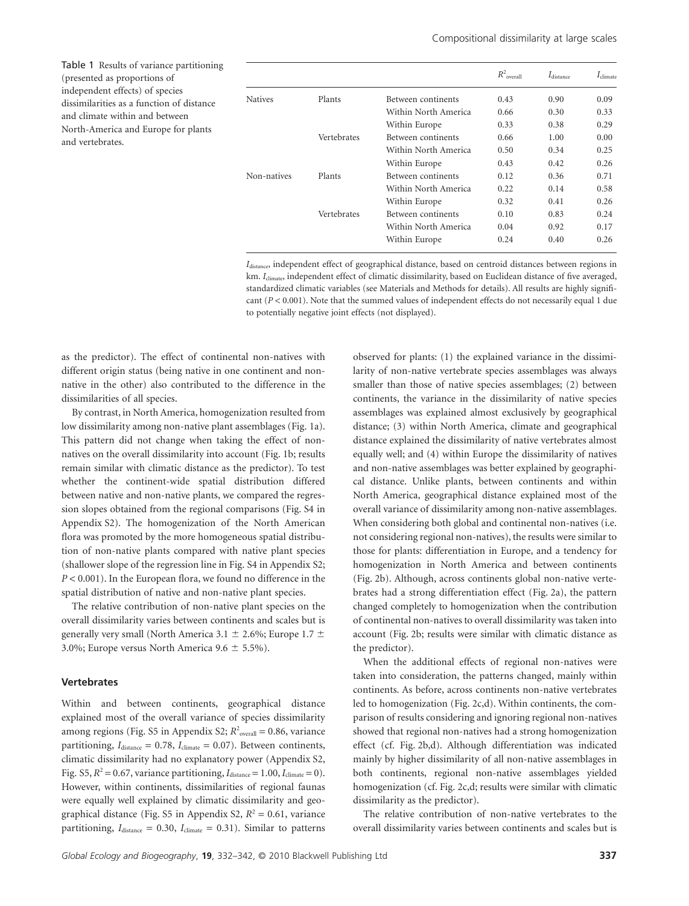Table 1 Results of variance partitioning (presented as proportions of independent effects) of species dissimilarities as a function of distance and climate within and between North-America and Europe for plants and vertebrates.

| | | | $R^2_{overall}$ | $I_{distance}$ | $I_{climate}$ |
|---|---|---|---|---|---|
| Natives | Plants | Between continents | 0.43 | 0.90 | 0.09 |
| | | Within North America | 0.66 | 0.30 | 0.33 |
| | | Within Europe | 0.33 | 0.38 | 0.29 |
| | Vertebrates | Between continents | 0.66 | 1.00 | 0.00 |
| | | Within North America | 0.50 | 0.34 | 0.25 |
| | | Within Europe | 0.43 | 0.42 | 0.26 |
| Non-natives | Plants | Between continents | 0.12 | 0.36 | 0.71 |
| | | Within North America | 0.22 | 0.14 | 0.58 |
| | | Within Europe | 0.32 | 0.41 | 0.26 |
| | Vertebrates | Between continents | 0.10 | 0.83 | 0.24 |
| | | Within North America | 0.04 | 0.92 | 0.17 |
| | | Within Europe | 0.24 | 0.40 | 0.26 |

$I_{distance}$, independent effect of geographical distance, based on centroid distances between regions in km. $I_{climate}$, independent effect of climatic dissimilarity, based on Euclidean distance of five averaged, standardized climatic variables (see Materials and Methods for details). All results are highly significant ($P < 0.001$). Note that the summed values of independent effects do not necessarily equal 1 due to potentially negative joint effects (not displayed).

as the predictor). The effect of continental non-natives with different origin status (being native in one continent and non-native in the other) also contributed to the difference in the dissimilarities of all species.

By contrast, in North America, homogenization resulted from low dissimilarity among non-native plant assemblages (Fig. 1a). This pattern did not change when taking the effect of non-natives on the overall dissimilarity into account (Fig. 1b; results remain similar with climatic distance as the predictor). To test whether the continent-wide spatial distribution differed between native and non-native plants, we compared the regression slopes obtained from the regional comparisons (Fig. S4 in Appendix S2). The homogenization of the North American flora was promoted by the more homogeneous spatial distribution of non-native plants compared with native plant species (shallower slope of the regression line in Fig. S4 in Appendix S2; $P < 0.001$). In the European flora, we found no difference in the spatial distribution of native and non-native plant species.

The relative contribution of non-native plant species on the overall dissimilarity varies between continents and scales but is generally very small (North America $3.1 \pm 2.6\%$; Europe $1.7 \pm 3.0\%$; Europe versus North America $9.6 \pm 5.5\%$).

### Vertebrates

Within and between continents, geographical distance explained most of the overall variance of species dissimilarity among regions (Fig. S5 in Appendix S2; $R^2_{overall} = 0.86$, variance partitioning, $I_{distance} = 0.78$, $I_{climate} = 0.07$). Between continents, climatic dissimilarity had no explanatory power (Appendix S2, Fig. S5, $R^2 = 0.67$, variance partitioning, $I_{distance} = 1.00$, $I_{climate} = 0$). However, within continents, dissimilarities of regional faunas were equally well explained by climatic dissimilarity and geographical distance (Fig. S5 in Appendix S2, $R^2 = 0.61$, variance partitioning, $I_{distance} = 0.30$, $I_{climate} = 0.31$). Similar to patterns observed for plants: (1) the explained variance in the dissimilarity of non-native vertebrate species assemblages was always smaller than those of native species assemblages; (2) between continents, the variance in the dissimilarity of native species assemblages was explained almost exclusively by geographical distance; (3) within North America, climate and geographical distance explained the dissimilarity of native vertebrates almost equally well; and (4) within Europe the dissimilarity of natives and non-native assemblages was better explained by geographical distance. Unlike plants, between continents and within North America, geographical distance explained most of the overall variance of dissimilarity among non-native assemblages. When considering both global and continental non-natives (i.e. not considering regional non-natives), the results were similar to those for plants: differentiation in Europe, and a tendency for homogenization in North America and between continents (Fig. 2b). Although, across continents global non-native vertebrates had a strong differentiation effect (Fig. 2a), the pattern changed completely to homogenization when the contribution of continental non-natives to overall dissimilarity was taken into account (Fig. 2b; results were similar with climatic distance as the predictor).

When the additional effects of regional non-natives were taken into consideration, the patterns changed, mainly within continents. As before, across continents non-native vertebrates led to homogenization (Fig. 2c,d). Within continents, the comparison of results considering and ignoring regional non-natives showed that regional non-natives had a strong homogenization effect (cf. Fig. 2b,d). Although differentiation was indicated mainly by higher dissimilarity of all non-native assemblages in both continents, regional non-native assemblages yielded homogenization (cf. Fig. 2c,d; results were similar with climatic dissimilarity as the predictor).

The relative contribution of non-native vertebrates to the overall dissimilarity varies between continents and scales but is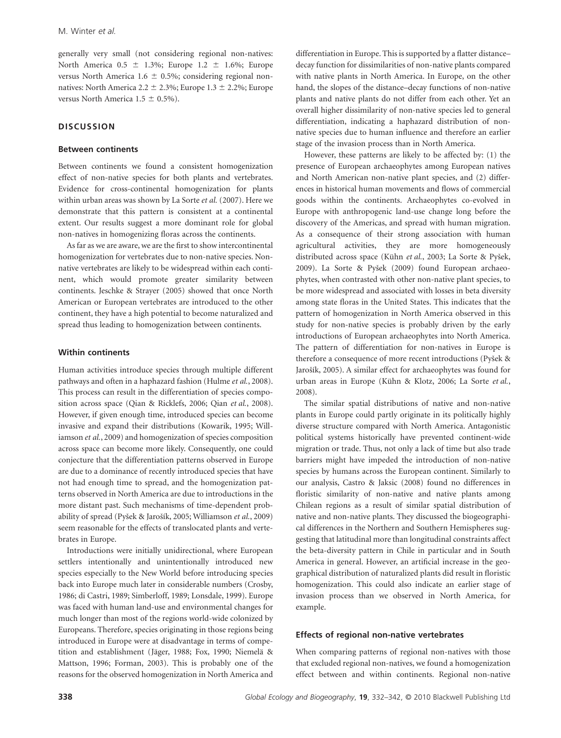generally very small (not considering regional non-natives: North America 0.5 ± 1.3%; Europe 1.2 ± 1.6%; Europe versus North America 1.6 ± 0.5%; considering regional non-natives: North America 2.2 ± 2.3%; Europe 1.3 ± 2.2%; Europe versus North America 1.5 ± 0.5%).

## DISCUSSION

### Between continents

Between continents we found a consistent homogenization effect of non-native species for both plants and vertebrates. Evidence for cross-continental homogenization for plants within urban areas was shown by La Sorte *et al.* (2007). Here we demonstrate that this pattern is consistent at a continental extent. Our results suggest a more dominant role for global non-natives in homogenizing floras across the continents.

As far as we are aware, we are the first to show intercontinental homogenization for vertebrates due to non-native species. Non-native vertebrates are likely to be widespread within each continent, which would promote greater similarity between continents. Jeschke & Strayer (2005) showed that once North American or European vertebrates are introduced to the other continent, they have a high potential to become naturalized and spread thus leading to homogenization between continents.

### Within continents

Human activities introduce species through multiple different pathways and often in a haphazard fashion (Hulme *et al.*, 2008). This process can result in the differentiation of species composition across space (Qian & Ricklefs, 2006; Qian *et al.*, 2008). However, if given enough time, introduced species can become invasive and expand their distributions (Kowarik, 1995; Williamson *et al.*, 2009) and homogenization of species composition across space can become more likely. Consequently, one could conjecture that the differentiation patterns observed in Europe are due to a dominance of recently introduced species that have not had enough time to spread, and the homogenization patterns observed in North America are due to introductions in the more distant past. Such mechanisms of time-dependent probability of spread (Pyšek & Jarošík, 2005; Williamson *et al.*, 2009) seem reasonable for the effects of translocated plants and vertebrates in Europe.

Introductions were initially unidirectional, where European settlers intentionally and unintentionally introduced new species especially to the New World before introducing species back into Europe much later in considerable numbers (Crosby, 1986; di Castri, 1989; Simberloff, 1989; Lonsdale, 1999). Europe was faced with human land-use and environmental changes for much longer than most of the regions world-wide colonized by Europeans. Therefore, species originating in those regions being introduced in Europe were at disadvantage in terms of competition and establishment (Jäger, 1988; Fox, 1990; Niemelä & Mattson, 1996; Forman, 2003). This is probably one of the reasons for the observed homogenization in North America and differentiation in Europe. This is supported by a flatter distance–decay function for dissimilarities of non-native plants compared with native plants in North America. In Europe, on the other hand, the slopes of the distance–decay functions of non-native plants and native plants do not differ from each other. Yet an overall higher dissimilarity of non-native species led to general differentiation, indicating a haphazard distribution of non-native species due to human influence and therefore an earlier stage of the invasion process than in North America.

However, these patterns are likely to be affected by: (1) the presence of European archaeophytes among European natives and North American non-native plant species, and (2) differences in historical human movements and flows of commercial goods within the continents. Archaeophytes co-evolved in Europe with anthropogenic land-use change long before the discovery of the Americas, and spread with human migration. As a consequence of their strong association with human agricultural activities, they are more homogeneously distributed across space (Kühn *et al.*, 2003; La Sorte & Pyšek, 2009). La Sorte & Pyšek (2009) found European archaeophytes, when contrasted with other non-native plant species, to be more widespread and associated with losses in beta diversity among state floras in the United States. This indicates that the pattern of homogenization in North America observed in this study for non-native species is probably driven by the early introductions of European archaeophytes into North America. The pattern of differentiation for non-natives in Europe is therefore a consequence of more recent introductions (Pyšek & Jarošík, 2005). A similar effect for archaeophytes was found for urban areas in Europe (Kühn & Klotz, 2006; La Sorte *et al.*, 2008).

The similar spatial distributions of native and non-native plants in Europe could partly originate in its politically highly diverse structure compared with North America. Antagonistic political systems historically have prevented continent-wide migration or trade. Thus, not only a lack of time but also trade barriers might have impeded the introduction of non-native species by humans across the European continent. Similarly to our analysis, Castro & Jaksic (2008) found no differences in floristic similarity of non-native and native plants among Chilean regions as a result of similar spatial distribution of native and non-native plants. They discussed the biogeographical differences in the Northern and Southern Hemispheres suggesting that latitudinal more than longitudinal constraints affect the beta-diversity pattern in Chile in particular and in South America in general. However, an artificial increase in the geographical distribution of naturalized plants did result in floristic homogenization. This could also indicate an earlier stage of invasion process than we observed in North America, for example.

### Effects of regional non-native vertebrates

When comparing patterns of regional non-natives with those that excluded regional non-natives, we found a homogenization effect between and within continents. Regional non-native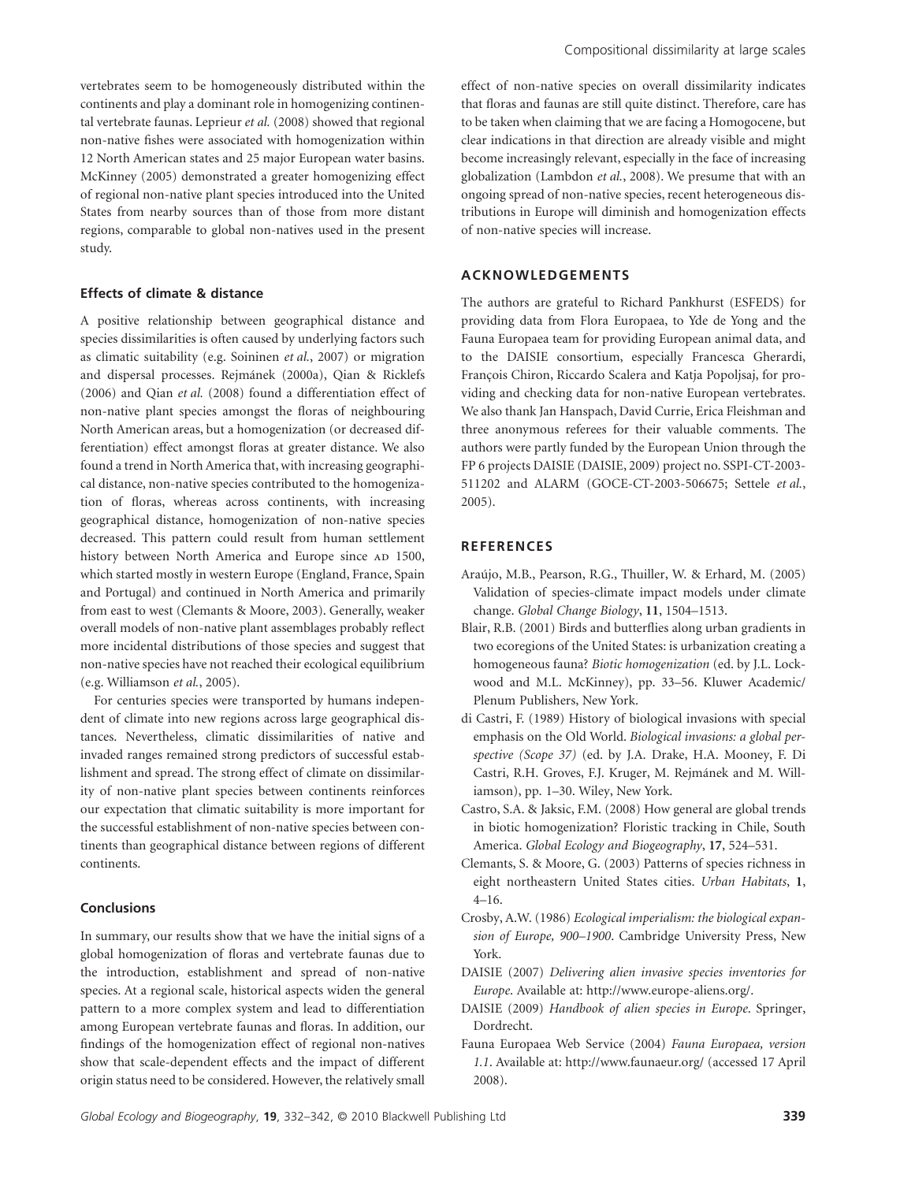vertebrates seem to be homogeneously distributed within the continents and play a dominant role in homogenizing continental vertebrate faunas. Leprieur *et al.* (2008) showed that regional non-native fishes were associated with homogenization within 12 North American states and 25 major European water basins. McKinney (2005) demonstrated a greater homogenizing effect of regional non-native plant species introduced into the United States from nearby sources than of those from more distant regions, comparable to global non-natives used in the present study.

### Effects of climate & distance

A positive relationship between geographical distance and species dissimilarities is often caused by underlying factors such as climatic suitability (e.g. Soininen *et al.*, 2007) or migration and dispersal processes. Rejmánek (2000a), Qian & Ricklefs (2006) and Qian *et al.* (2008) found a differentiation effect of non-native plant species amongst the floras of neighbouring North American areas, but a homogenization (or decreased differentiation) effect amongst floras at greater distance. We also found a trend in North America that, with increasing geographical distance, non-native species contributed to the homogenization of floras, whereas across continents, with increasing geographical distance, homogenization of non-native species decreased. This pattern could result from human settlement history between North America and Europe since AD 1500, which started mostly in western Europe (England, France, Spain and Portugal) and continued in North America and primarily from east to west (Clemants & Moore, 2003). Generally, weaker overall models of non-native plant assemblages probably reflect more incidental distributions of those species and suggest that non-native species have not reached their ecological equilibrium (e.g. Williamson *et al.*, 2005).

For centuries species were transported by humans independent of climate into new regions across large geographical distances. Nevertheless, climatic dissimilarities of native and invaded ranges remained strong predictors of successful establishment and spread. The strong effect of climate on dissimilarity of non-native plant species between continents reinforces our expectation that climatic suitability is more important for the successful establishment of non-native species between continents than geographical distance between regions of different continents.

### Conclusions

In summary, our results show that we have the initial signs of a global homogenization of floras and vertebrate faunas due to the introduction, establishment and spread of non-native species. At a regional scale, historical aspects widen the general pattern to a more complex system and lead to differentiation among European vertebrate faunas and floras. In addition, our findings of the homogenization effect of regional non-natives show that scale-dependent effects and the impact of different origin status need to be considered. However, the relatively small effect of non-native species on overall dissimilarity indicates that floras and faunas are still quite distinct. Therefore, care has to be taken when claiming that we are facing a Homogocene, but clear indications in that direction are already visible and might become increasingly relevant, especially in the face of increasing globalization (Lambdon *et al.*, 2008). We presume that with an ongoing spread of non-native species, recent heterogeneous distributions in Europe will diminish and homogenization effects of non-native species will increase.

## ACKNOWLEDGEMENTS

The authors are grateful to Richard Pankhurst (ESFEDS) for providing data from Flora Europaea, to Yde de Yong and the Fauna Europaea team for providing European animal data, and to the DAISIE consortium, especially Francesca Gherardi, François Chiron, Riccardo Scalera and Katja Popoljsaj, for providing and checking data for non-native European vertebrates. We also thank Jan Hanspach, David Currie, Erica Fleishman and three anonymous referees for their valuable comments. The authors were partly funded by the European Union through the FP 6 projects DAISIE (DAISIE, 2009) project no. SSPI-CT-2003-511202 and ALARM (GOCE-CT-2003-506675; Settele *et al.*, 2005).

## REFERENCES

Araújo, M.B., Pearson, R.G., Thuiller, W. & Erhard, M. (2005) Validation of species-climate impact models under climate change. *Global Change Biology*, **11**, 1504–1513.

Blair, R.B. (2001) Birds and butterflies along urban gradients in two ecoregions of the United States: is urbanization creating a homogeneous fauna? *Biotic homogenization* (ed. by J.L. Lockwood and M.L. McKinney), pp. 33–56. Kluwer Academic/Plenum Publishers, New York.

di Castri, F. (1989) History of biological invasions with special emphasis on the Old World. *Biological invasions: a global perspective (Scope 37)* (ed. by J.A. Drake, H.A. Mooney, F. Di Castri, R.H. Groves, F.J. Kruger, M. Rejmánek and M. Williamson), pp. 1–30. Wiley, New York.

Castro, S.A. & Jaksic, F.M. (2008) How general are global trends in biotic homogenization? Floristic tracking in Chile, South America. *Global Ecology and Biogeography*, **17**, 524–531.

Clemants, S. & Moore, G. (2003) Patterns of species richness in eight northeastern United States cities. *Urban Habitats*, **1**, 4–16.

Crosby, A.W. (1986) *Ecological imperialism: the biological expansion of Europe, 900–1900*. Cambridge University Press, New York.

DAISIE (2007) *Delivering alien invasive species inventories for Europe*. Available at: http://www.europe-aliens.org/.

DAISIE (2009) *Handbook of alien species in Europe*. Springer, Dordrecht.

Fauna Europaea Web Service (2004) *Fauna Europaea, version 1.1*. Available at: http://www.faunaeur.org/ (accessed 17 April 2008).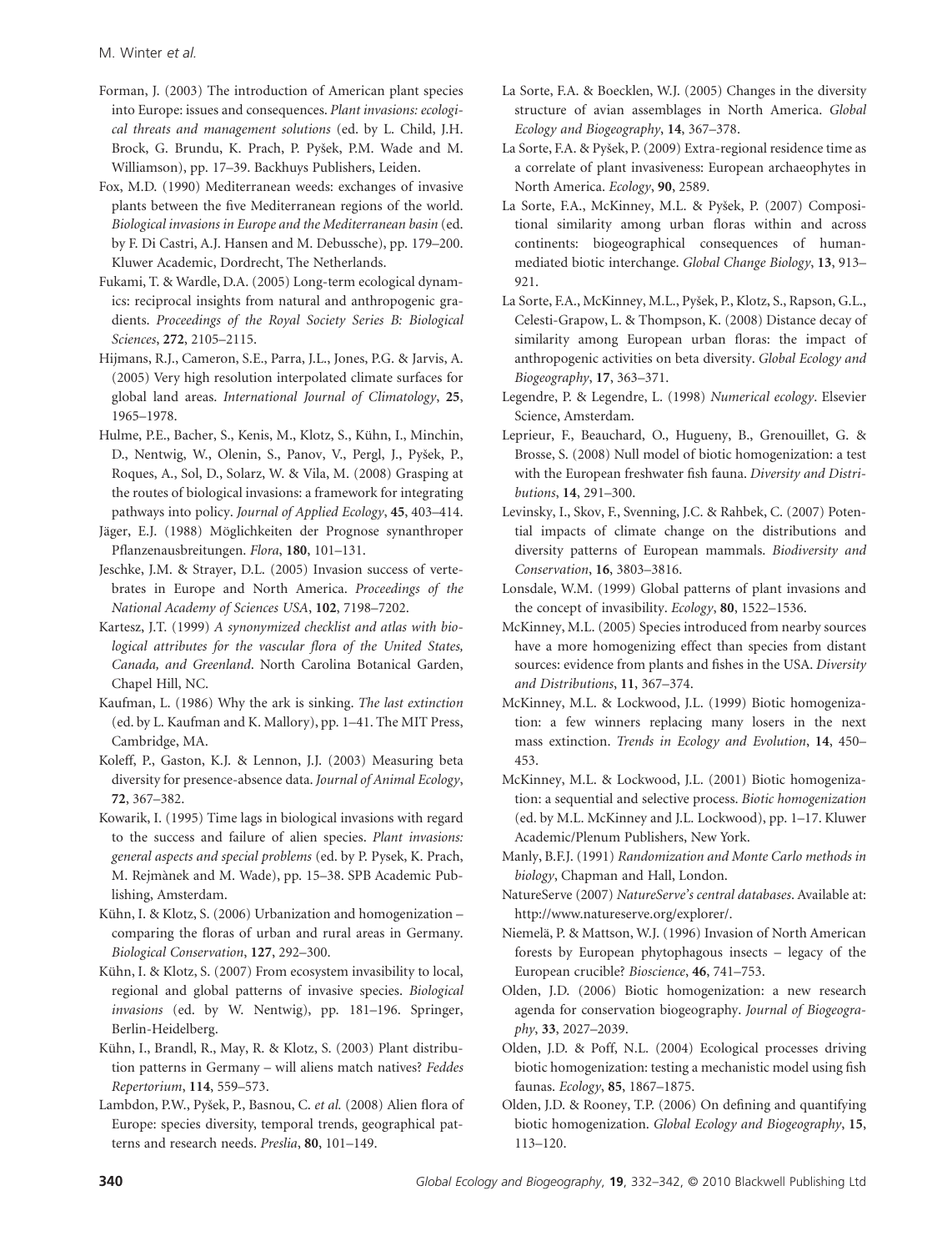Forman, J. (2003) The introduction of American plant species into Europe: issues and consequences. *Plant invasions: ecological threats and management solutions* (ed. by L. Child, J.H. Brock, G. Brundu, K. Prach, P. Pyšek, P.M. Wade and M. Williamson), pp. 17–39. Backhuys Publishers, Leiden.

Fox, M.D. (1990) Mediterranean weeds: exchanges of invasive plants between the five Mediterranean regions of the world. *Biological invasions in Europe and the Mediterranean basin* (ed. by F. Di Castri, A.J. Hansen and M. Debussche), pp. 179–200. Kluwer Academic, Dordrecht, The Netherlands.

Fukami, T. & Wardle, D.A. (2005) Long-term ecological dynamics: reciprocal insights from natural and anthropogenic gradients. *Proceedings of the Royal Society Series B: Biological Sciences*, **272**, 2105–2115.

Hijmans, R.J., Cameron, S.E., Parra, J.L., Jones, P.G. & Jarvis, A. (2005) Very high resolution interpolated climate surfaces for global land areas. *International Journal of Climatology*, **25**, 1965–1978.

Hulme, P.E., Bacher, S., Kenis, M., Klotz, S., Kühn, I., Minchin, D., Nentwig, W., Olenin, S., Panov, V., Pergl, J., Pyšek, P., Roques, A., Sol, D., Solarz, W. & Vila, M. (2008) Grasping at the routes of biological invasions: a framework for integrating pathways into policy. *Journal of Applied Ecology*, **45**, 403–414.

Jäger, E.J. (1988) Möglichkeiten der Prognose synanthroper Pflanzenausbreitungen. *Flora*, **180**, 101–131.

Jeschke, J.M. & Strayer, D.L. (2005) Invasion success of vertebrates in Europe and North America. *Proceedings of the National Academy of Sciences USA*, **102**, 7198–7202.

Kartesz, J.T. (1999) *A synonymized checklist and atlas with biological attributes for the vascular flora of the United States, Canada, and Greenland*. North Carolina Botanical Garden, Chapel Hill, NC.

Kaufman, L. (1986) Why the ark is sinking. *The last extinction* (ed. by L. Kaufman and K. Mallory), pp. 1–41. The MIT Press, Cambridge, MA.

Koleff, P., Gaston, K.J. & Lennon, J.J. (2003) Measuring beta diversity for presence-absence data. *Journal of Animal Ecology*, **72**, 367–382.

Kowarik, I. (1995) Time lags in biological invasions with regard to the success and failure of alien species. *Plant invasions: general aspects and special problems* (ed. by P. Pysek, K. Prach, M. Rejmànek and M. Wade), pp. 15–38. SPB Academic Publishing, Amsterdam.

Kühn, I. & Klotz, S. (2006) Urbanization and homogenization – comparing the floras of urban and rural areas in Germany. *Biological Conservation*, **127**, 292–300.

Kühn, I. & Klotz, S. (2007) From ecosystem invasibility to local, regional and global patterns of invasive species. *Biological invasions* (ed. by W. Nentwig), pp. 181–196. Springer, Berlin-Heidelberg.

Kühn, I., Brandl, R., May, R. & Klotz, S. (2003) Plant distribution patterns in Germany – will aliens match natives? *Feddes Repertorium*, **114**, 559–573.

Lambdon, P.W., Pyšek, P., Basnou, C. *et al.* (2008) Alien flora of Europe: species diversity, temporal trends, geographical patterns and research needs. *Preslia*, **80**, 101–149.

La Sorte, F.A. & Boecklen, W.J. (2005) Changes in the diversity structure of avian assemblages in North America. *Global Ecology and Biogeography*, **14**, 367–378.

La Sorte, F.A. & Pyšek, P. (2009) Extra-regional residence time as a correlate of plant invasiveness: European archaeophytes in North America. *Ecology*, **90**, 2589.

La Sorte, F.A., McKinney, M.L. & Pyšek, P. (2007) Compositional similarity among urban floras within and across continents: biogeographical consequences of human-mediated biotic interchange. *Global Change Biology*, **13**, 913–921.

La Sorte, F.A., McKinney, M.L., Pyšek, P., Klotz, S., Rapson, G.L., Celesti-Grapow, L. & Thompson, K. (2008) Distance decay of similarity among European urban floras: the impact of anthropogenic activities on beta diversity. *Global Ecology and Biogeography*, **17**, 363–371.

Legendre, P. & Legendre, L. (1998) *Numerical ecology*. Elsevier Science, Amsterdam.

Leprieur, F., Beauchard, O., Hugueny, B., Grenouillet, G. & Brosse, S. (2008) Null model of biotic homogenization: a test with the European freshwater fish fauna. *Diversity and Distributions*, **14**, 291–300.

Levinsky, I., Skov, F., Svenning, J.C. & Rahbek, C. (2007) Potential impacts of climate change on the distributions and diversity patterns of European mammals. *Biodiversity and Conservation*, **16**, 3803–3816.

Lonsdale, W.M. (1999) Global patterns of plant invasions and the concept of invasibility. *Ecology*, **80**, 1522–1536.

McKinney, M.L. (2005) Species introduced from nearby sources have a more homogenizing effect than species from distant sources: evidence from plants and fishes in the USA. *Diversity and Distributions*, **11**, 367–374.

McKinney, M.L. & Lockwood, J.L. (1999) Biotic homogenization: a few winners replacing many losers in the next mass extinction. *Trends in Ecology and Evolution*, **14**, 450–453.

McKinney, M.L. & Lockwood, J.L. (2001) Biotic homogenization: a sequential and selective process. *Biotic homogenization* (ed. by M.L. McKinney and J.L. Lockwood), pp. 1–17. Kluwer Academic/Plenum Publishers, New York.

Manly, B.F.J. (1991) *Randomization and Monte Carlo methods in biology*, Chapman and Hall, London.

NatureServe (2007) *NatureServe's central databases*. Available at: http://www.natureserve.org/explorer/.

Niemelä, P. & Mattson, W.J. (1996) Invasion of North American forests by European phytophagous insects – legacy of the European crucible? *Bioscience*, **46**, 741–753.

Olden, J.D. (2006) Biotic homogenization: a new research agenda for conservation biogeography. *Journal of Biogeography*, **33**, 2027–2039.

Olden, J.D. & Poff, N.L. (2004) Ecological processes driving biotic homogenization: testing a mechanistic model using fish faunas. *Ecology*, **85**, 1867–1875.

Olden, J.D. & Rooney, T.P. (2006) On defining and quantifying biotic homogenization. *Global Ecology and Biogeography*, **15**, 113–120.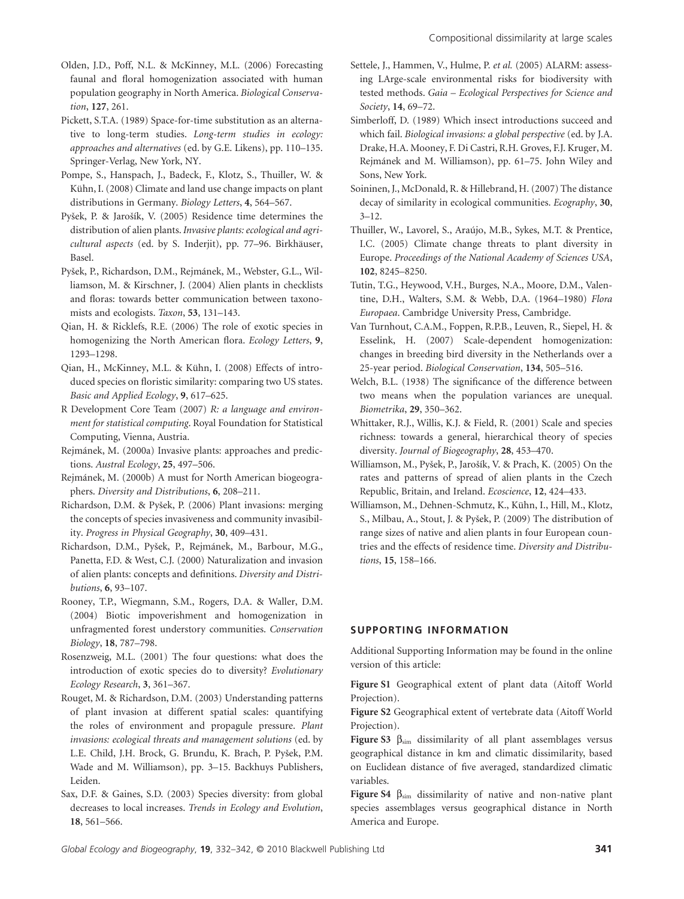Olden, J.D., Poff, N.L. & McKinney, M.L. (2006) Forecasting faunal and floral homogenization associated with human population geography in North America. *Biological Conservation*, **127**, 261.

Pickett, S.T.A. (1989) Space-for-time substitution as an alternative to long-term studies. *Long-term studies in ecology: approaches and alternatives* (ed. by G.E. Likens), pp. 110–135. Springer-Verlag, New York, NY.

Pompe, S., Hanspach, J., Badeck, F., Klotz, S., Thuiller, W. & Kühn, I. (2008) Climate and land use change impacts on plant distributions in Germany. *Biology Letters*, **4**, 564–567.

Pyšek, P. & Jarošík, V. (2005) Residence time determines the distribution of alien plants. *Invasive plants: ecological and agricultural aspects* (ed. by S. Inderjit), pp. 77–96. Birkhäuser, Basel.

Pyšek, P., Richardson, D.M., Rejmánek, M., Webster, G.L., Williamson, M. & Kirschner, J. (2004) Alien plants in checklists and floras: towards better communication between taxonomists and ecologists. *Taxon*, **53**, 131–143.

Qian, H. & Ricklefs, R.E. (2006) The role of exotic species in homogenizing the North American flora. *Ecology Letters*, **9**, 1293–1298.

Qian, H., McKinney, M.L. & Kühn, I. (2008) Effects of introduced species on floristic similarity: comparing two US states. *Basic and Applied Ecology*, **9**, 617–625.

R Development Core Team (2007) *R: a language and environment for statistical computing*. Royal Foundation for Statistical Computing, Vienna, Austria.

Rejmánek, M. (2000a) Invasive plants: approaches and predictions. *Austral Ecology*, **25**, 497–506.

Rejmánek, M. (2000b) A must for North American biogeographers. *Diversity and Distributions*, **6**, 208–211.

Richardson, D.M. & Pyšek, P. (2006) Plant invasions: merging the concepts of species invasiveness and community invasibility. *Progress in Physical Geography*, **30**, 409–431.

Richardson, D.M., Pyšek, P., Rejmánek, M., Barbour, M.G., Panetta, F.D. & West, C.J. (2000) Naturalization and invasion of alien plants: concepts and definitions. *Diversity and Distributions*, **6**, 93–107.

Rooney, T.P., Wiegmann, S.M., Rogers, D.A. & Waller, D.M. (2004) Biotic impoverishment and homogenization in unfragmented forest understory communities. *Conservation Biology*, **18**, 787–798.

Rosenzweig, M.L. (2001) The four questions: what does the introduction of exotic species do to diversity? *Evolutionary Ecology Research*, **3**, 361–367.

Rouget, M. & Richardson, D.M. (2003) Understanding patterns of plant invasion at different spatial scales: quantifying the roles of environment and propagule pressure. *Plant invasions: ecological threats and management solutions* (ed. by L.E. Child, J.H. Brock, G. Brundu, K. Brach, P. Pyšek, P.M. Wade and M. Williamson), pp. 3–15. Backhuys Publishers, Leiden.

Sax, D.F. & Gaines, S.D. (2003) Species diversity: from global decreases to local increases. *Trends in Ecology and Evolution*, **18**, 561–566.

Settele, J., Hammen, V., Hulme, P. *et al.* (2005) ALARM: assessing LArge-scale environmental risks for biodiversity with tested methods. *Gaia – Ecological Perspectives for Science and Society*, **14**, 69–72.

Simberloff, D. (1989) Which insect introductions succeed and which fail. *Biological invasions: a global perspective* (ed. by J.A. Drake, H.A. Mooney, F. Di Castri, R.H. Groves, F.J. Kruger, M. Rejmánek and M. Williamson), pp. 61–75. John Wiley and Sons, New York.

Soininen, J., McDonald, R. & Hillebrand, H. (2007) The distance decay of similarity in ecological communities. *Ecography*, **30**, 3–12.

Thuiller, W., Lavorel, S., Araújo, M.B., Sykes, M.T. & Prentice, I.C. (2005) Climate change threats to plant diversity in Europe. *Proceedings of the National Academy of Sciences USA*, **102**, 8245–8250.

Tutin, T.G., Heywood, V.H., Burges, N.A., Moore, D.M., Valentine, D.H., Walters, S.M. & Webb, D.A. (1964–1980) *Flora Europaea*. Cambridge University Press, Cambridge.

Van Turnhout, C.A.M., Foppen, R.P.B., Leuven, R., Siepel, H. & Esselink, H. (2007) Scale-dependent homogenization: changes in breeding bird diversity in the Netherlands over a 25-year period. *Biological Conservation*, **134**, 505–516.

Welch, B.L. (1938) The significance of the difference between two means when the population variances are unequal. *Biometrika*, **29**, 350–362.

Whittaker, R.J., Willis, K.J. & Field, R. (2001) Scale and species richness: towards a general, hierarchical theory of species diversity. *Journal of Biogeography*, **28**, 453–470.

Williamson, M., Pyšek, P., Jarošík, V. & Prach, K. (2005) On the rates and patterns of spread of alien plants in the Czech Republic, Britain, and Ireland. *Ecoscience*, **12**, 424–433.

Williamson, M., Dehnen-Schmutz, K., Kühn, I., Hill, M., Klotz, S., Milbau, A., Stout, J. & Pyšek, P. (2009) The distribution of range sizes of native and alien plants in four European countries and the effects of residence time. *Diversity and Distributions*, **15**, 158–166.

## SUPPORTING INFORMATION

Additional Supporting Information may be found in the online version of this article:

**Figure S1** Geographical extent of plant data (Aitoff World Projection).

**Figure S2** Geographical extent of vertebrate data (Aitoff World Projection).

**Figure S3** $\beta_{sim}$ dissimilarity of all plant assemblages versus geographical distance in km and climatic dissimilarity, based on Euclidean distance of five averaged, standardized climatic variables.

**Figure S4** $\beta_{sim}$ dissimilarity of native and non-native plant species assemblages versus geographical distance in North America and Europe.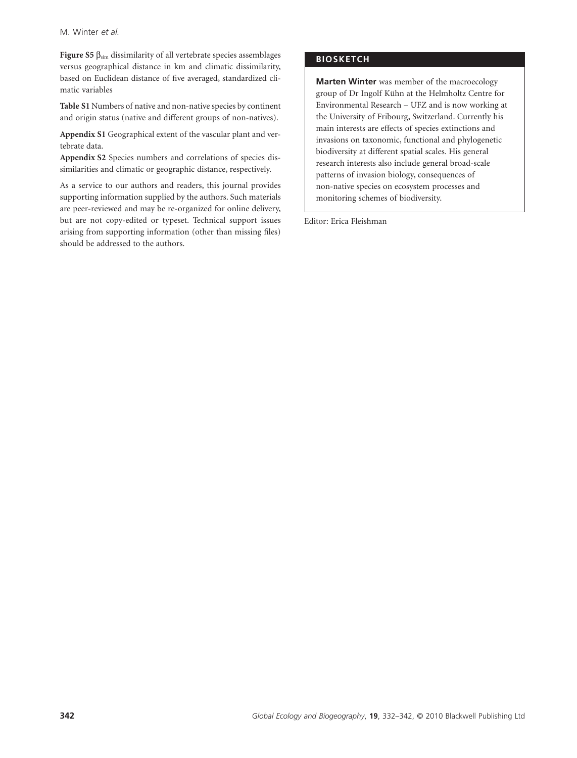**Figure S5** $\beta_{sim}$ dissimilarity of all vertebrate species assemblages versus geographical distance in km and climatic dissimilarity, based on Euclidean distance of five averaged, standardized climatic variables

**Table S1** Numbers of native and non-native species by continent and origin status (native and different groups of non-natives).

**Appendix S1** Geographical extent of the vascular plant and vertebrate data.

**Appendix S2** Species numbers and correlations of species dissimilarities and climatic or geographic distance, respectively.

As a service to our authors and readers, this journal provides supporting information supplied by the authors. Such materials are peer-reviewed and may be re-organized for online delivery, but are not copy-edited or typeset. Technical support issues arising from supporting information (other than missing files) should be addressed to the authors.

## BIOSKETCH

**Marten Winter** was member of the macroecology group of Dr Ingolf Kühn at the Helmholtz Centre for Environmental Research – UFZ and is now working at the University of Fribourg, Switzerland. Currently his main interests are effects of species extinctions and invasions on taxonomic, functional and phylogenetic biodiversity at different spatial scales. His general research interests also include general broad-scale patterns of invasion biology, consequences of non-native species on ecosystem processes and monitoring schemes of biodiversity.

Editor: Erica Fleishman